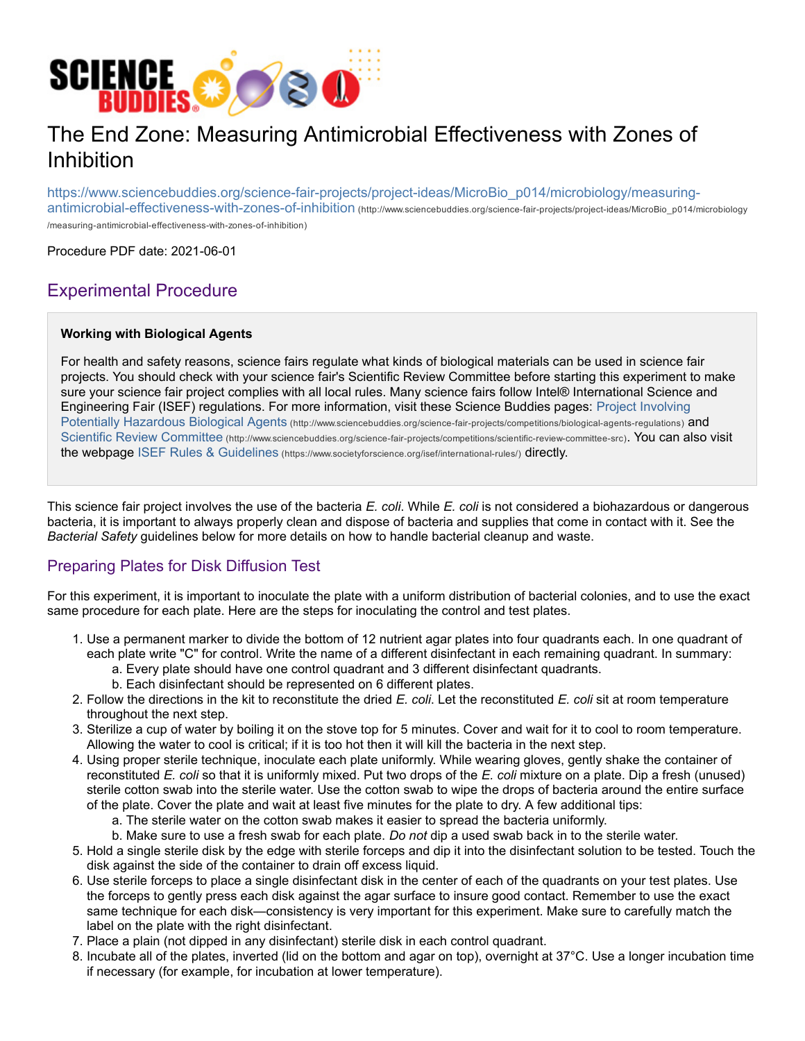# The End Zone: Measuring Antimicrobial Effectiveness with Zones of Inhibition

https://www.sciencebuddies.org/science-fair-projects/project-ideas/MicroBio_p014/microbiology/measuring-antimicrobial-effectiveness-with-zones-of-inhibition (http://www.sciencebuddies.org/science-fair-projects/project-ideas/MicroBio_p014/microbiology/measuring-antimicrobial-effectiveness-with-zones-of-inhibition)

Procedure PDF date: 2021-06-01

## Experimental Procedure

**Working with Biological Agents**

For health and safety reasons, science fairs regulate what kinds of biological materials can be used in science fair projects. You should check with your science fair's Scientific Review Committee before starting this experiment to make sure your science fair project complies with all local rules. Many science fairs follow Intel® International Science and Engineering Fair (ISEF) regulations. For more information, visit these Science Buddies pages: Project Involving Potentially Hazardous Biological Agents (http://www.sciencebuddies.org/science-fair-projects/competitions/biological-agents-regulations) and Scientific Review Committee (http://www.sciencebuddies.org/science-fair-projects/competitions/scientific-review-committee-src). You can also visit the webpage ISEF Rules & Guidelines (https://www.societyforscience.org/isef/international-rules/) directly.

This science fair project involves the use of the bacteria *E. coli*. While *E. coli* is not considered a biohazardous or dangerous bacteria, it is important to always properly clean and dispose of bacteria and supplies that come in contact with it. See the *Bacterial Safety* guidelines below for more details on how to handle bacterial cleanup and waste.

### Preparing Plates for Disk Diffusion Test

For this experiment, it is important to inoculate the plate with a uniform distribution of bacterial colonies, and to use the exact same procedure for each plate. Here are the steps for inoculating the control and test plates.

1. Use a permanent marker to divide the bottom of 12 nutrient agar plates into four quadrants each. In one quadrant of each plate write "C" for control. Write the name of a different disinfectant in each remaining quadrant. In summary:
   a. Every plate should have one control quadrant and 3 different disinfectant quadrants.
   b. Each disinfectant should be represented on 6 different plates.
2. Follow the directions in the kit to reconstitute the dried *E. coli*. Let the reconstituted *E. coli* sit at room temperature throughout the next step.
3. Sterilize a cup of water by boiling it on the stove top for 5 minutes. Cover and wait for it to cool to room temperature. Allowing the water to cool is critical; if it is too hot then it will kill the bacteria in the next step.
4. Using proper sterile technique, inoculate each plate uniformly. While wearing gloves, gently shake the container of reconstituted *E. coli* so that it is uniformly mixed. Put two drops of the *E. coli* mixture on a plate. Dip a fresh (unused) sterile cotton swab into the sterile water. Use the cotton swab to wipe the drops of bacteria around the entire surface of the plate. Cover the plate and wait at least five minutes for the plate to dry. A few additional tips:
   a. The sterile water on the cotton swab makes it easier to spread the bacteria uniformly.
   b. Make sure to use a fresh swab for each plate. *Do not* dip a used swab back in to the sterile water.
5. Hold a single sterile disk by the edge with sterile forceps and dip it into the disinfectant solution to be tested. Touch the disk against the side of the container to drain off excess liquid.
6. Use sterile forceps to place a single disinfectant disk in the center of each of the quadrants on your test plates. Use the forceps to gently press each disk against the agar surface to insure good contact. Remember to use the exact same technique for each disk—consistency is very important for this experiment. Make sure to carefully match the label on the plate with the right disinfectant.
7. Place a plain (not dipped in any disinfectant) sterile disk in each control quadrant.
8. Incubate all of the plates, inverted (lid on the bottom and agar on top), overnight at 37°C. Use a longer incubation time if necessary (for example, for incubation at lower temperature).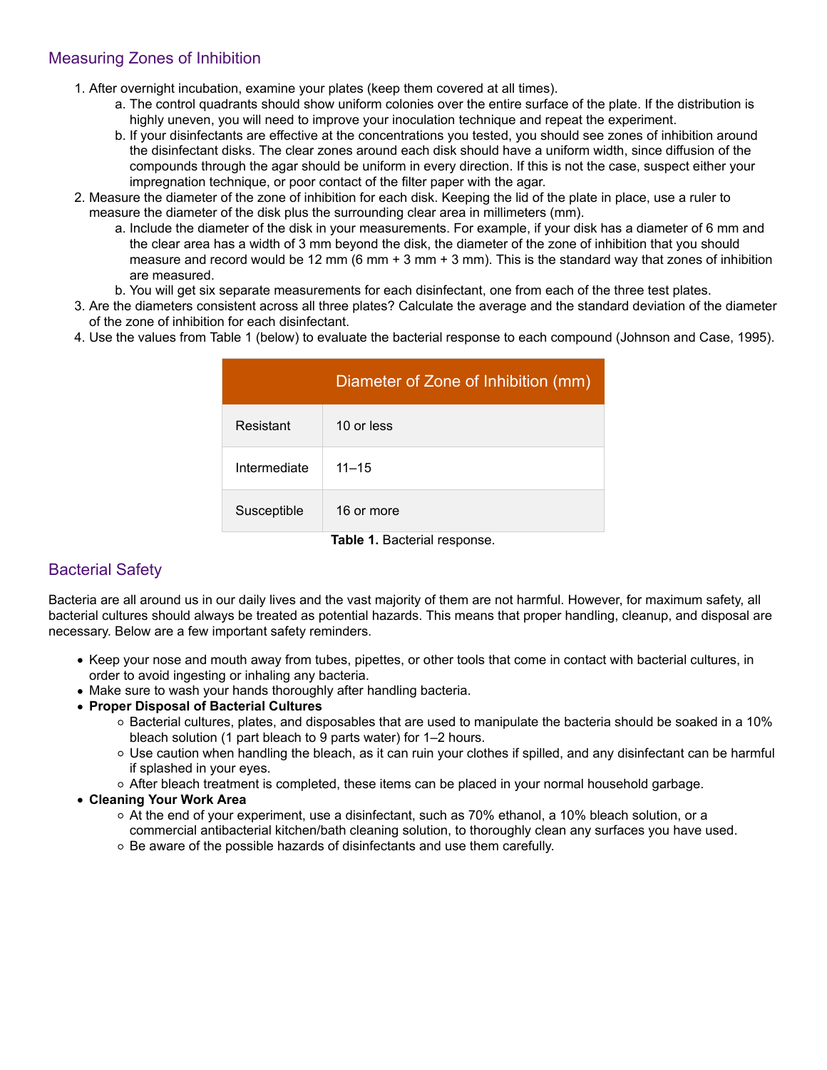## Measuring Zones of Inhibition

1. After overnight incubation, examine your plates (keep them covered at all times).
    a. The control quadrants should show uniform colonies over the entire surface of the plate. If the distribution is highly uneven, you will need to improve your inoculation technique and repeat the experiment.
    b. If your disinfectants are effective at the concentrations you tested, you should see zones of inhibition around the disinfectant disks. The clear zones around each disk should have a uniform width, since diffusion of the compounds through the agar should be uniform in every direction. If this is not the case, suspect either your impregnation technique, or poor contact of the filter paper with the agar.
2. Measure the diameter of the zone of inhibition for each disk. Keeping the lid of the plate in place, use a ruler to measure the diameter of the disk plus the surrounding clear area in millimeters (mm).
    a. Include the diameter of the disk in your measurements. For example, if your disk has a diameter of 6 mm and the clear area has a width of 3 mm beyond the disk, the diameter of the zone of inhibition that you should measure and record would be 12 mm (6 mm + 3 mm + 3 mm). This is the standard way that zones of inhibition are measured.
    b. You will get six separate measurements for each disinfectant, one from each of the three test plates.
3. Are the diameters consistent across all three plates? Calculate the average and the standard deviation of the diameter of the zone of inhibition for each disinfectant.
4. Use the values from Table 1 (below) to evaluate the bacterial response to each compound (Johnson and Case, 1995).

| | Diameter of Zone of Inhibition (mm) |
|---|---|
| Resistant | 10 or less |
| Intermediate | 11–15 |
| Susceptible | 16 or more |

**Table 1.** Bacterial response.

## Bacterial Safety

Bacteria are all around us in our daily lives and the vast majority of them are not harmful. However, for maximum safety, all bacterial cultures should always be treated as potential hazards. This means that proper handling, cleanup, and disposal are necessary. Below are a few important safety reminders.

- Keep your nose and mouth away from tubes, pipettes, or other tools that come in contact with bacterial cultures, in order to avoid ingesting or inhaling any bacteria.
- Make sure to wash your hands thoroughly after handling bacteria.
- **Proper Disposal of Bacterial Cultures**
    - Bacterial cultures, plates, and disposables that are used to manipulate the bacteria should be soaked in a 10% bleach solution (1 part bleach to 9 parts water) for 1–2 hours.
    - Use caution when handling the bleach, as it can ruin your clothes if spilled, and any disinfectant can be harmful if splashed in your eyes.
    - After bleach treatment is completed, these items can be placed in your normal household garbage.
- **Cleaning Your Work Area**
    - At the end of your experiment, use a disinfectant, such as 70% ethanol, a 10% bleach solution, or a commercial antibacterial kitchen/bath cleaning solution, to thoroughly clean any surfaces you have used.
    - Be aware of the possible hazards of disinfectants and use them carefully.